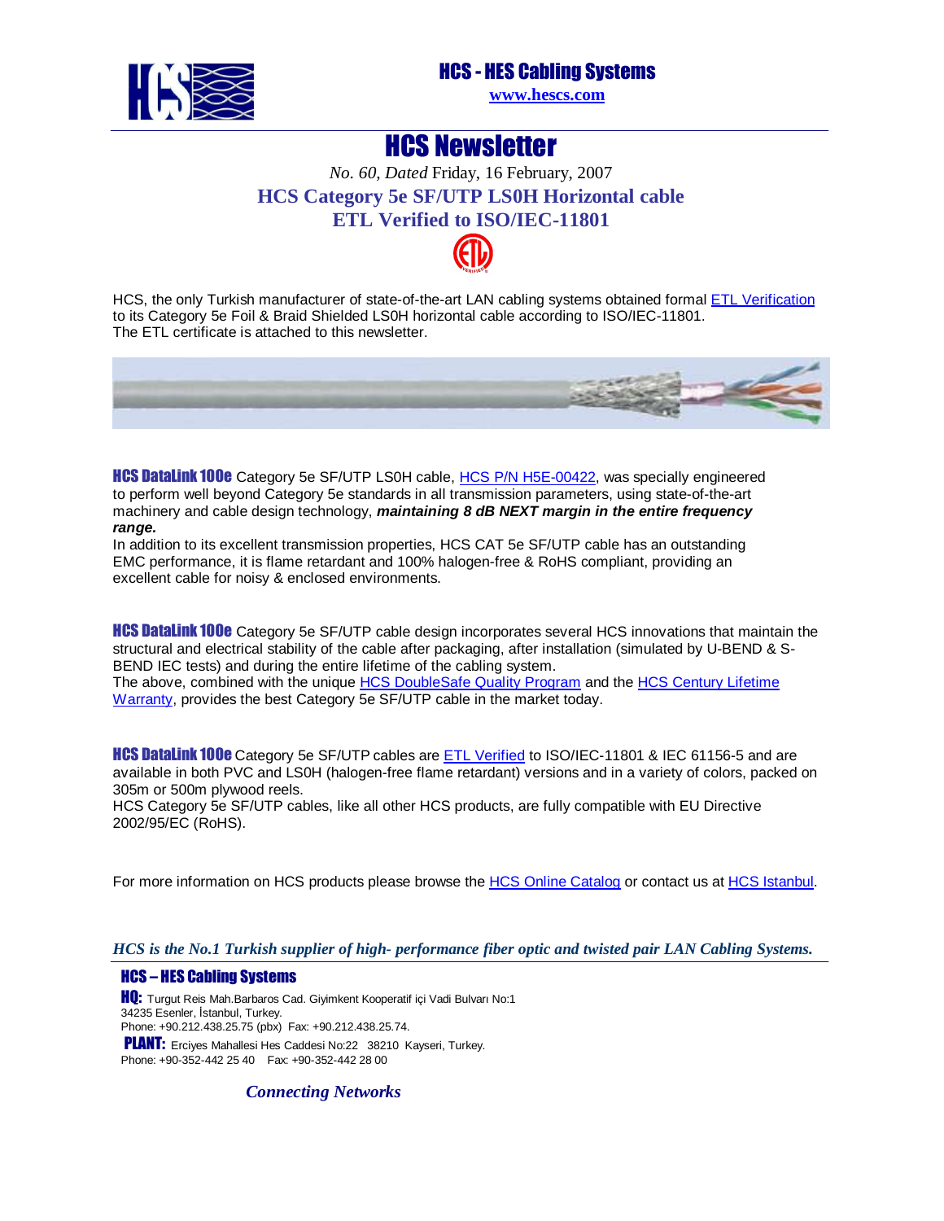# HCS - HES Cabling Systems

www.hescs.com

# HCS Newsletter

*No. 60, Dated* Friday, 16 February, 2007

## HCS Category 5e SF/UTP LS0H Horizontal cable
## ETL Verified to ISO/IEC-11801

HCS, the only Turkish manufacturer of state-of-the-art LAN cabling systems obtained formal ETL Verification to its Category 5e Foil & Braid Shielded LS0H horizontal cable according to ISO/IEC-11801.
The ETL certificate is attached to this newsletter.

**HCS DataLink 100e** Category 5e SF/UTP LS0H cable, HCS P/N H5E-00422, was specially engineered to perform well beyond Category 5e standards in all transmission parameters, using state-of-the-art machinery and cable design technology, ***maintaining 8 dB NEXT margin in the entire frequency range.***
In addition to its excellent transmission properties, HCS CAT 5e SF/UTP cable has an outstanding EMC performance, it is flame retardant and 100% halogen-free & RoHS compliant, providing an excellent cable for noisy & enclosed environments.

**HCS DataLink 100e** Category 5e SF/UTP cable design incorporates several HCS innovations that maintain the structural and electrical stability of the cable after packaging, after installation (simulated by U-BEND & S-BEND IEC tests) and during the entire lifetime of the cabling system.
The above, combined with the unique HCS DoubleSafe Quality Program and the HCS Century Lifetime Warranty, provides the best Category 5e SF/UTP cable in the market today.

**HCS DataLink 100e** Category 5e SF/UTP cables are ETL Verified to ISO/IEC-11801 & IEC 61156-5 and are available in both PVC and LS0H (halogen-free flame retardant) versions and in a variety of colors, packed on 305m or 500m plywood reels.
HCS Category 5e SF/UTP cables, like all other HCS products, are fully compatible with EU Directive 2002/95/EC (RoHS).

For more information on HCS products please browse the HCS Online Catalog or contact us at HCS Istanbul.

***HCS is the No.1 Turkish supplier of high- performance fiber optic and twisted pair LAN Cabling Systems.***

**HCS – HES Cabling Systems**

**HQ:** Turgut Reis Mah.Barbaros Cad. Giyimkent Kooperatif içi Vadi Bulvarı No:1
34235 Esenler, İstanbul, Turkey.
Phone: +90.212.438.25.75 (pbx) Fax: +90.212.438.25.74.

**PLANT:** Erciyes Mahallesi Hes Caddesi No:22 38210 Kayseri, Turkey.
Phone: +90-352-442 25 40 Fax: +90-352-442 28 00

***Connecting Networks***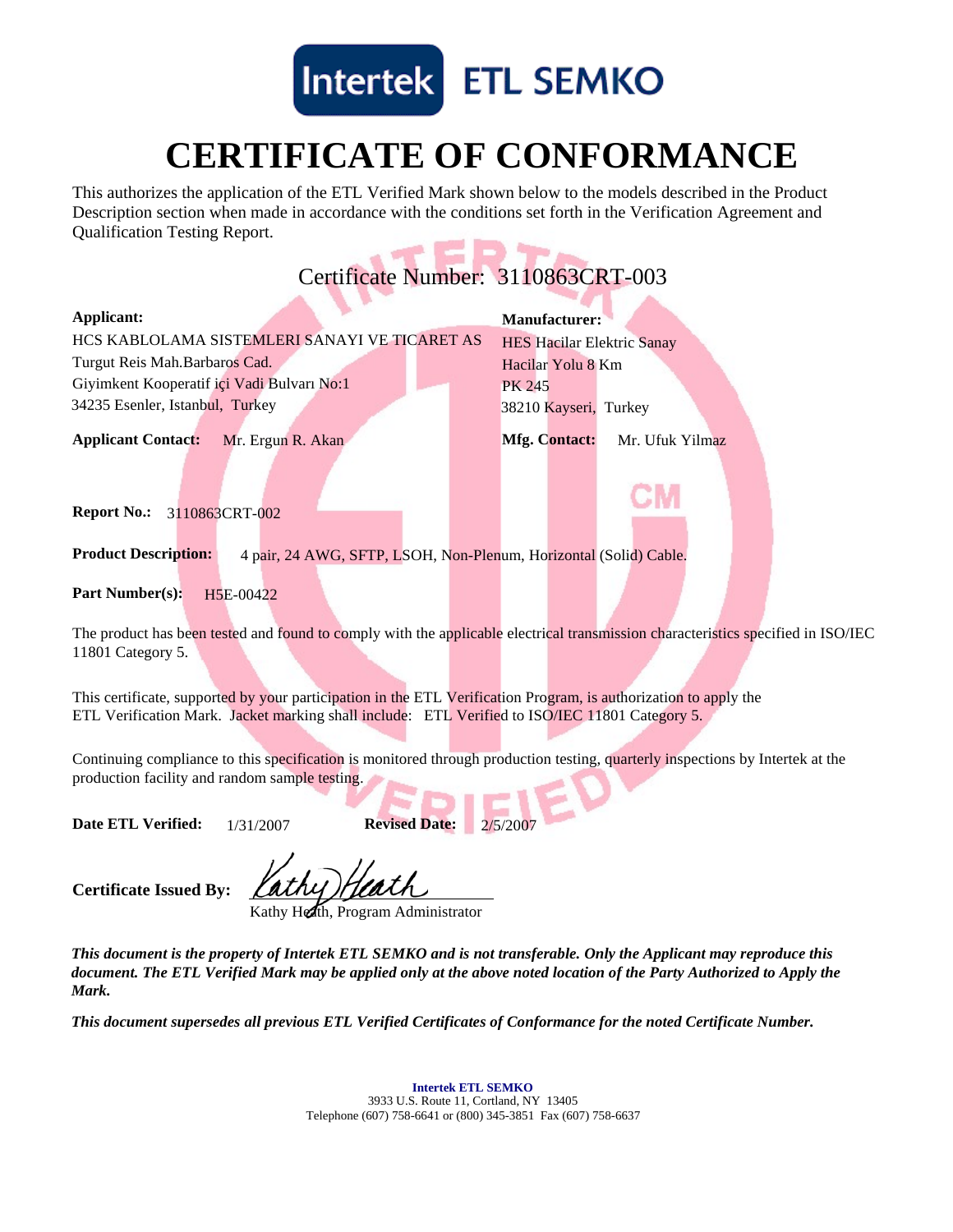Intertek ETL SEMKO

# CERTIFICATE OF CONFORMANCE

This authorizes the application of the ETL Verified Mark shown below to the models described in the Product Description section when made in accordance with the conditions set forth in the Verification Agreement and Qualification Testing Report.

## Certificate Number: 3110863CRT-003

**Applicant:**
HCS KABLOLAMA SISTEMLERI SANAYI VE TICARET AS
Turgut Reis Mah.Barbaros Cad.
Giyimkent Kooperatif içi Vadi Bulvarı No:1
34235 Esenler, Istanbul, Turkey

**Applicant Contact:** Mr. Ergun R. Akan

**Manufacturer:**
HES Hacilar Elektric Sanay
Hacilar Yolu 8 Km
PK 245
38210 Kayseri, Turkey

**Mfg. Contact:** Mr. Ufuk Yilmaz

**Report No.:** 3110863CRT-002

**Product Description:** 4 pair, 24 AWG, SFTP, LSOH, Non-Plenum, Horizontal (Solid) Cable.

**Part Number(s):** H5E-00422

The product has been tested and found to comply with the applicable electrical transmission characteristics specified in ISO/IEC 11801 Category 5.

This certificate, supported by your participation in the ETL Verification Program, is authorization to apply the ETL Verification Mark. Jacket marking shall include: ETL Verified to ISO/IEC 11801 Category 5.

Continuing compliance to this specification is monitored through production testing, quarterly inspections by Intertek at the production facility and random sample testing.

**Date ETL Verified:** 1/31/2007 **Revised Date:** 2/5/2007

**Certificate Issued By:** Kathy Heath
Kathy Heath, Program Administrator

***This document is the property of Intertek ETL SEMKO and is not transferable. Only the Applicant may reproduce this document. The ETL Verified Mark may be applied only at the above noted location of the Party Authorized to Apply the Mark.***

***This document supersedes all previous ETL Verified Certificates of Conformance for the noted Certificate Number.***

**Intertek ETL SEMKO**
3933 U.S. Route 11, Cortland, NY 13405
Telephone (607) 758-6641 or (800) 345-3851 Fax (607) 758-6637